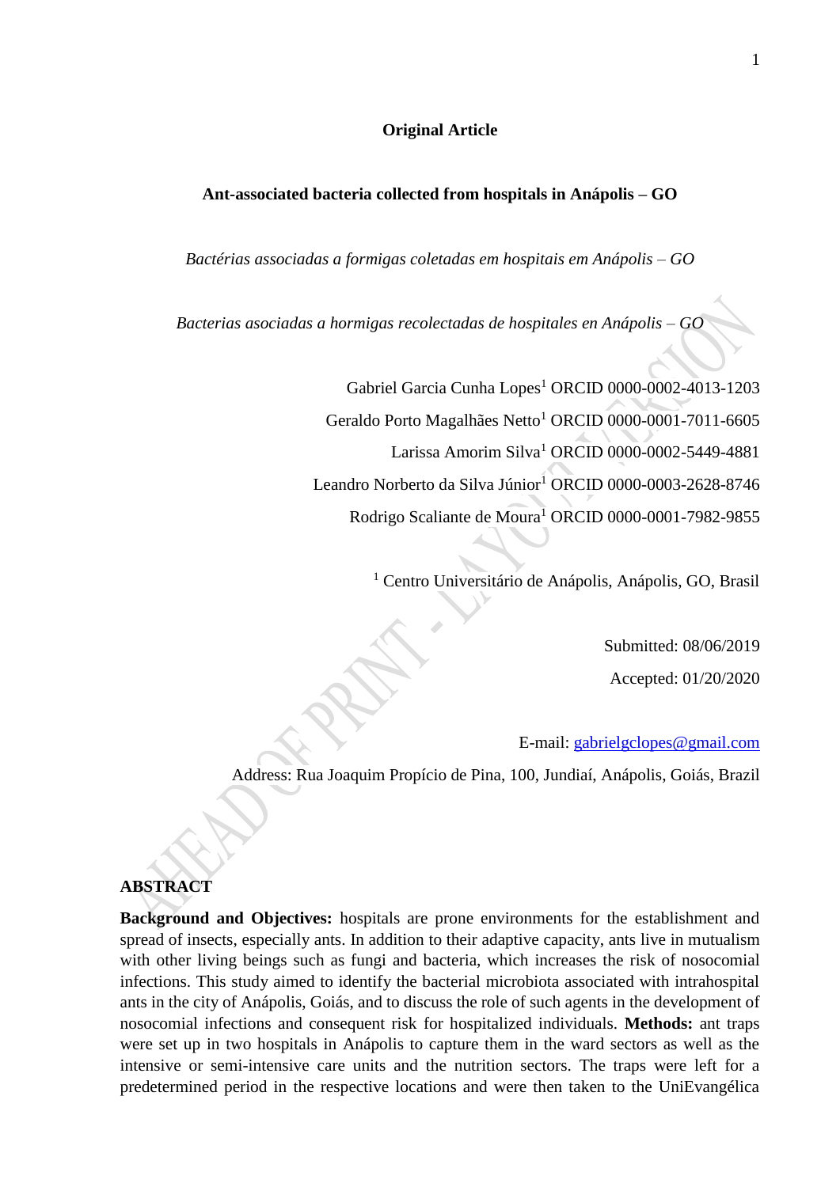**Original Article**

# Ant-associated bacteria collected from hospitals in Anápolis – GO

*Bactérias associadas a formigas coletadas em hospitais em Anápolis – GO*

*Bacterias asociadas a hormigas recolectadas de hospitales en Anápolis – GO*

Gabriel Garcia Cunha Lopes[1] ORCID 0000-0002-4013-1203

Geraldo Porto Magalhães Netto[1] ORCID 0000-0001-7011-6605

Larissa Amorim Silva[1] ORCID 0000-0002-5449-4881

Leandro Norberto da Silva Júnior[1] ORCID 0000-0003-2628-8746

Rodrigo Scaliante de Moura[1] ORCID 0000-0001-7982-9855

[1] Centro Universitário de Anápolis, Anápolis, GO, Brasil

Submitted: 08/06/2019

Accepted: 01/20/2020

E-mail: gabrielgclopes@gmail.com

Address: Rua Joaquim Propício de Pina, 100, Jundiaí, Anápolis, Goiás, Brazil

## ABSTRACT

**Background and Objectives:** hospitals are prone environments for the establishment and spread of insects, especially ants. In addition to their adaptive capacity, ants live in mutualism with other living beings such as fungi and bacteria, which increases the risk of nosocomial infections. This study aimed to identify the bacterial microbiota associated with intrahospital ants in the city of Anápolis, Goiás, and to discuss the role of such agents in the development of nosocomial infections and consequent risk for hospitalized individuals. **Methods:** ant traps were set up in two hospitals in Anápolis to capture them in the ward sectors as well as the intensive or semi-intensive care units and the nutrition sectors. The traps were left for a predetermined period in the respective locations and were then taken to the UniEvangélica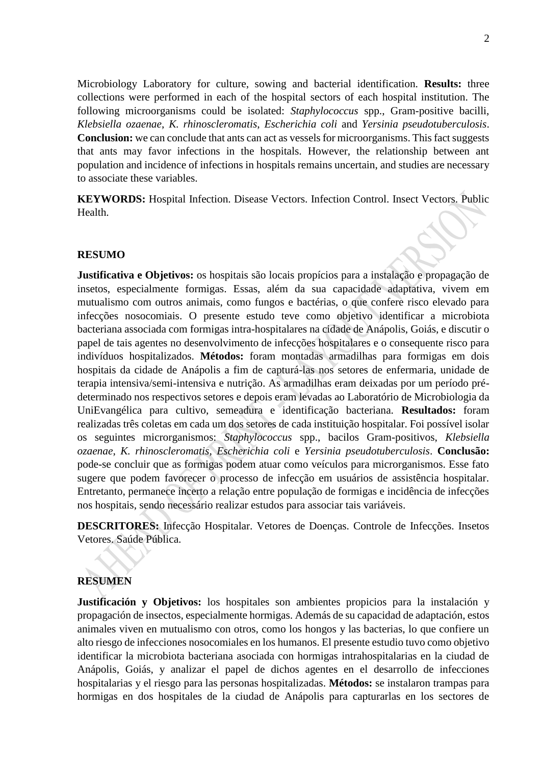Microbiology Laboratory for culture, sowing and bacterial identification. **Results:** three collections were performed in each of the hospital sectors of each hospital institution. The following microorganisms could be isolated: *Staphylococcus* spp., Gram-positive bacilli, *Klebsiella ozaenae*, *K. rhinoscleromatis*, *Escherichia coli* and *Yersinia pseudotuberculosis*. **Conclusion:** we can conclude that ants can act as vessels for microorganisms. This fact suggests that ants may favor infections in the hospitals. However, the relationship between ant population and incidence of infections in hospitals remains uncertain, and studies are necessary to associate these variables.

**KEYWORDS:** Hospital Infection. Disease Vectors. Infection Control. Insect Vectors. Public Health.

## RESUMO

**Justificativa e Objetivos:** os hospitais são locais propícios para a instalação e propagação de insetos, especialmente formigas. Essas, além da sua capacidade adaptativa, vivem em mutualismo com outros animais, como fungos e bactérias, o que confere risco elevado para infecções nosocomiais. O presente estudo teve como objetivo identificar a microbiota bacteriana associada com formigas intra-hospitalares na cidade de Anápolis, Goiás, e discutir o papel de tais agentes no desenvolvimento de infecções hospitalares e o consequente risco para indivíduos hospitalizados. **Métodos:** foram montadas armadilhas para formigas em dois hospitais da cidade de Anápolis a fim de capturá-las nos setores de enfermaria, unidade de terapia intensiva/semi-intensiva e nutrição. As armadilhas eram deixadas por um período pré-determinado nos respectivos setores e depois eram levadas ao Laboratório de Microbiologia da UniEvangélica para cultivo, semeadura e identificação bacteriana. **Resultados:** foram realizadas três coletas em cada um dos setores de cada instituição hospitalar. Foi possível isolar os seguintes microrganismos: *Staphylococcus* spp., bacilos Gram-positivos, *Klebsiella ozaenae*, *K. rhinoscleromatis, Escherichia coli* e *Yersinia pseudotuberculosis*. **Conclusão:** pode-se concluir que as formigas podem atuar como veículos para microrganismos. Esse fato sugere que podem favorecer o processo de infecção em usuários de assistência hospitalar. Entretanto, permanece incerto a relação entre população de formigas e incidência de infecções nos hospitais, sendo necessário realizar estudos para associar tais variáveis.

**DESCRITORES:** Infecção Hospitalar. Vetores de Doenças. Controle de Infecções. Insetos Vetores. Saúde Pública.

## RESUMEN

**Justificación y Objetivos:** los hospitales son ambientes propicios para la instalación y propagación de insectos, especialmente hormigas. Además de su capacidad de adaptación, estos animales viven en mutualismo con otros, como los hongos y las bacterias, lo que confiere un alto riesgo de infecciones nosocomiales en los humanos. El presente estudio tuvo como objetivo identificar la microbiota bacteriana asociada con hormigas intrahospitalarias en la ciudad de Anápolis, Goiás, y analizar el papel de dichos agentes en el desarrollo de infecciones hospitalarias y el riesgo para las personas hospitalizadas. **Métodos:** se instalaron trampas para hormigas en dos hospitales de la ciudad de Anápolis para capturarlas en los sectores de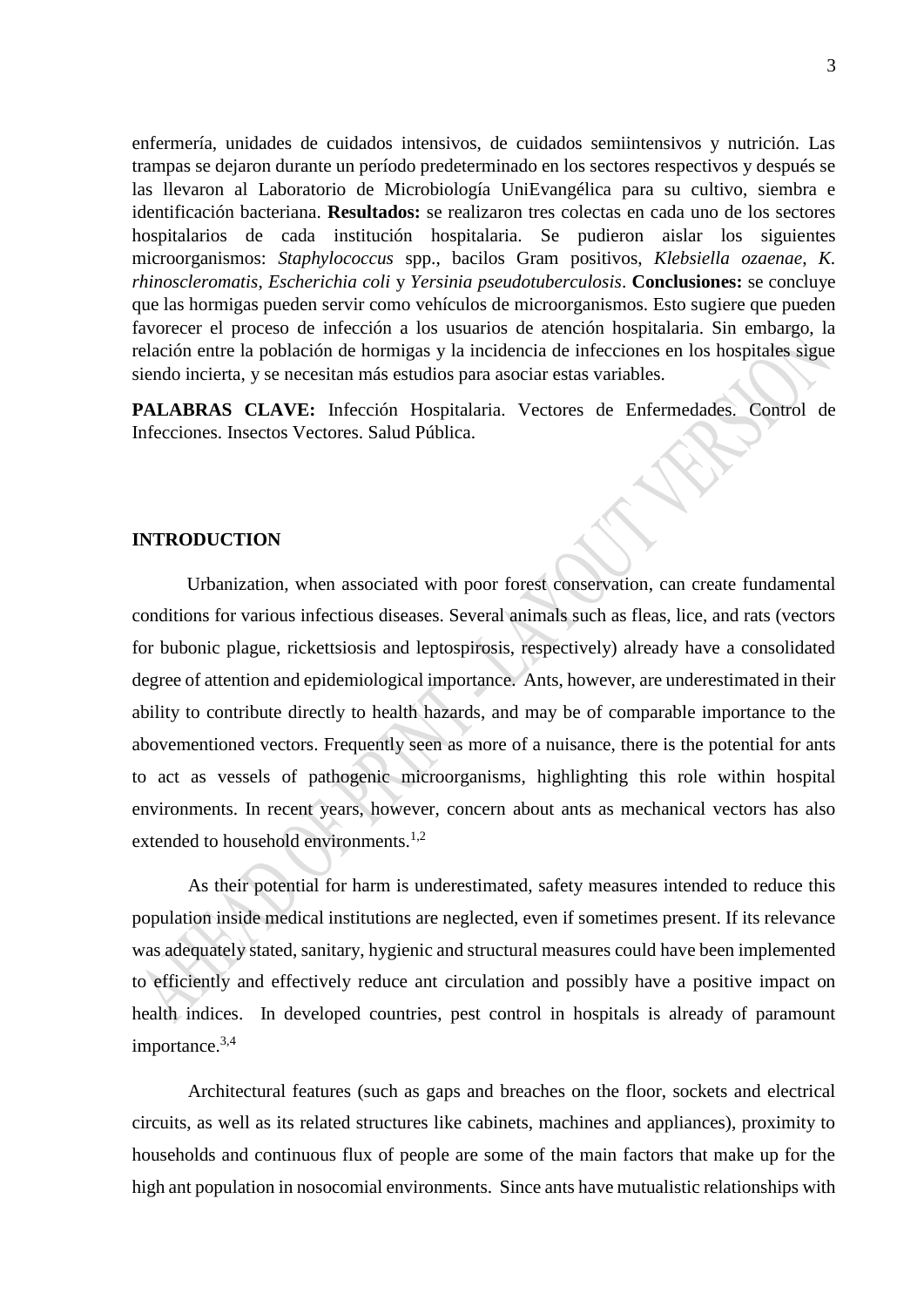enfermería, unidades de cuidados intensivos, de cuidados semiintensivos y nutrición. Las trampas se dejaron durante un período predeterminado en los sectores respectivos y después se las llevaron al Laboratorio de Microbiología UniEvangélica para su cultivo, siembra e identificación bacteriana. **Resultados:** se realizaron tres colectas en cada uno de los sectores hospitalarios de cada institución hospitalaria. Se pudieron aislar los siguientes microorganismos: *Staphylococcus* spp., bacilos Gram positivos, *Klebsiella ozaenae*, *K. rhinoscleromatis*, *Escherichia coli* y *Yersinia pseudotuberculosis*. **Conclusiones:** se concluye que las hormigas pueden servir como vehículos de microorganismos. Esto sugiere que pueden favorecer el proceso de infección a los usuarios de atención hospitalaria. Sin embargo, la relación entre la población de hormigas y la incidencia de infecciones en los hospitales sigue siendo incierta, y se necesitan más estudios para asociar estas variables.

**PALABRAS CLAVE:** Infección Hospitalaria. Vectores de Enfermedades. Control de Infecciones. Insectos Vectores. Salud Pública.

## INTRODUCTION

Urbanization, when associated with poor forest conservation, can create fundamental conditions for various infectious diseases. Several animals such as fleas, lice, and rats (vectors for bubonic plague, rickettsiosis and leptospirosis, respectively) already have a consolidated degree of attention and epidemiological importance. Ants, however, are underestimated in their ability to contribute directly to health hazards, and may be of comparable importance to the abovementioned vectors. Frequently seen as more of a nuisance, there is the potential for ants to act as vessels of pathogenic microorganisms, highlighting this role within hospital environments. In recent years, however, concern about ants as mechanical vectors has also extended to household environments.[1,2]

As their potential for harm is underestimated, safety measures intended to reduce this population inside medical institutions are neglected, even if sometimes present. If its relevance was adequately stated, sanitary, hygienic and structural measures could have been implemented to efficiently and effectively reduce ant circulation and possibly have a positive impact on health indices. In developed countries, pest control in hospitals is already of paramount importance.[3,4]

Architectural features (such as gaps and breaches on the floor, sockets and electrical circuits, as well as its related structures like cabinets, machines and appliances), proximity to households and continuous flux of people are some of the main factors that make up for the high ant population in nosocomial environments. Since ants have mutualistic relationships with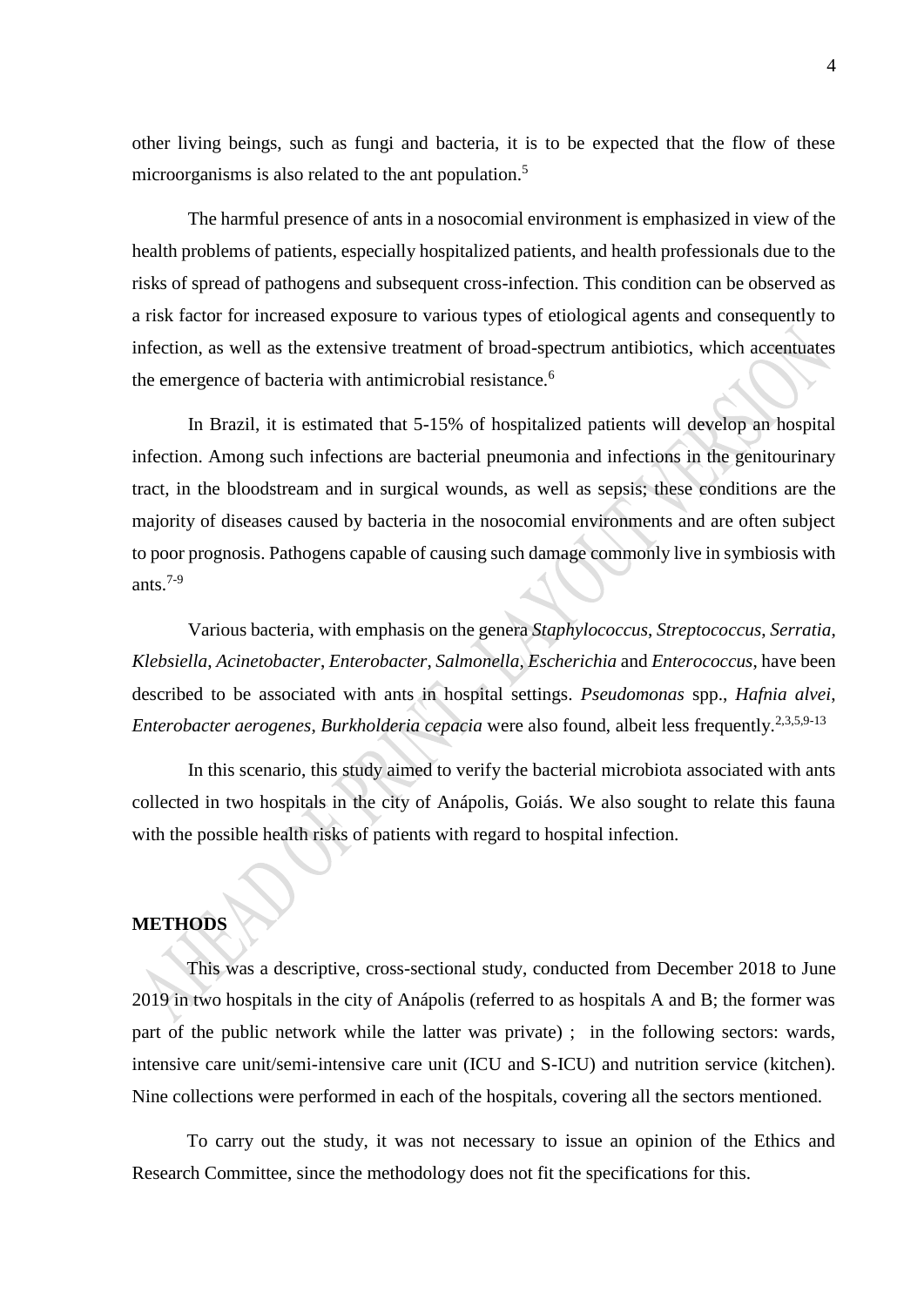other living beings, such as fungi and bacteria, it is to be expected that the flow of these microorganisms is also related to the ant population.[5]

The harmful presence of ants in a nosocomial environment is emphasized in view of the health problems of patients, especially hospitalized patients, and health professionals due to the risks of spread of pathogens and subsequent cross-infection. This condition can be observed as a risk factor for increased exposure to various types of etiological agents and consequently to infection, as well as the extensive treatment of broad-spectrum antibiotics, which accentuates the emergence of bacteria with antimicrobial resistance.[6]

In Brazil, it is estimated that 5-15% of hospitalized patients will develop an hospital infection. Among such infections are bacterial pneumonia and infections in the genitourinary tract, in the bloodstream and in surgical wounds, as well as sepsis; these conditions are the majority of diseases caused by bacteria in the nosocomial environments and are often subject to poor prognosis. Pathogens capable of causing such damage commonly live in symbiosis with ants.[7-9]

Various bacteria, with emphasis on the genera *Staphylococcus*, *Streptococcus*, *Serratia*, *Klebsiella*, *Acinetobacter*, *Enterobacter*, *Salmonella*, *Escherichia* and *Enterococcus*, have been described to be associated with ants in hospital settings. *Pseudomonas* spp., *Hafnia alvei*, *Enterobacter aerogenes*, *Burkholderia cepacia* were also found, albeit less frequently.[2,3,5,9-13]

In this scenario, this study aimed to verify the bacterial microbiota associated with ants collected in two hospitals in the city of Anápolis, Goiás. We also sought to relate this fauna with the possible health risks of patients with regard to hospital infection.

## METHODS

This was a descriptive, cross-sectional study, conducted from December 2018 to June 2019 in two hospitals in the city of Anápolis (referred to as hospitals A and B; the former was part of the public network while the latter was private) ; in the following sectors: wards, intensive care unit/semi-intensive care unit (ICU and S-ICU) and nutrition service (kitchen). Nine collections were performed in each of the hospitals, covering all the sectors mentioned.

To carry out the study, it was not necessary to issue an opinion of the Ethics and Research Committee, since the methodology does not fit the specifications for this.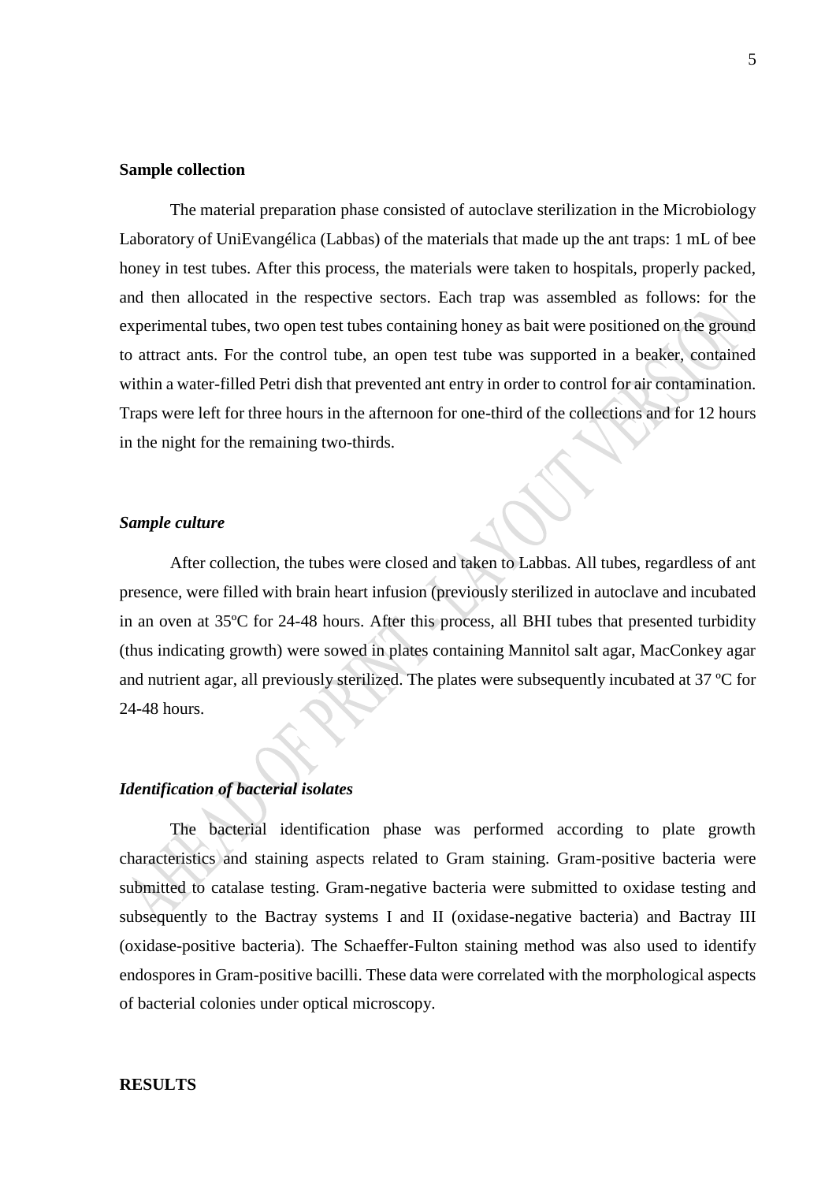## Sample collection

The material preparation phase consisted of autoclave sterilization in the Microbiology Laboratory of UniEvangélica (Labbas) of the materials that made up the ant traps: 1 mL of bee honey in test tubes. After this process, the materials were taken to hospitals, properly packed, and then allocated in the respective sectors. Each trap was assembled as follows: for the experimental tubes, two open test tubes containing honey as bait were positioned on the ground to attract ants. For the control tube, an open test tube was supported in a beaker, contained within a water-filled Petri dish that prevented ant entry in order to control for air contamination. Traps were left for three hours in the afternoon for one-third of the collections and for 12 hours in the night for the remaining two-thirds.

### *Sample culture*

After collection, the tubes were closed and taken to Labbas. All tubes, regardless of ant presence, were filled with brain heart infusion (previously sterilized in autoclave and incubated in an oven at 35ºC for 24-48 hours. After this process, all BHI tubes that presented turbidity (thus indicating growth) were sowed in plates containing Mannitol salt agar, MacConkey agar and nutrient agar, all previously sterilized. The plates were subsequently incubated at 37 ºC for 24-48 hours.

### *Identification of bacterial isolates*

The bacterial identification phase was performed according to plate growth characteristics and staining aspects related to Gram staining. Gram-positive bacteria were submitted to catalase testing. Gram-negative bacteria were submitted to oxidase testing and subsequently to the Bactray systems I and II (oxidase-negative bacteria) and Bactray III (oxidase-positive bacteria). The Schaeffer-Fulton staining method was also used to identify endospores in Gram-positive bacilli. These data were correlated with the morphological aspects of bacterial colonies under optical microscopy.

## RESULTS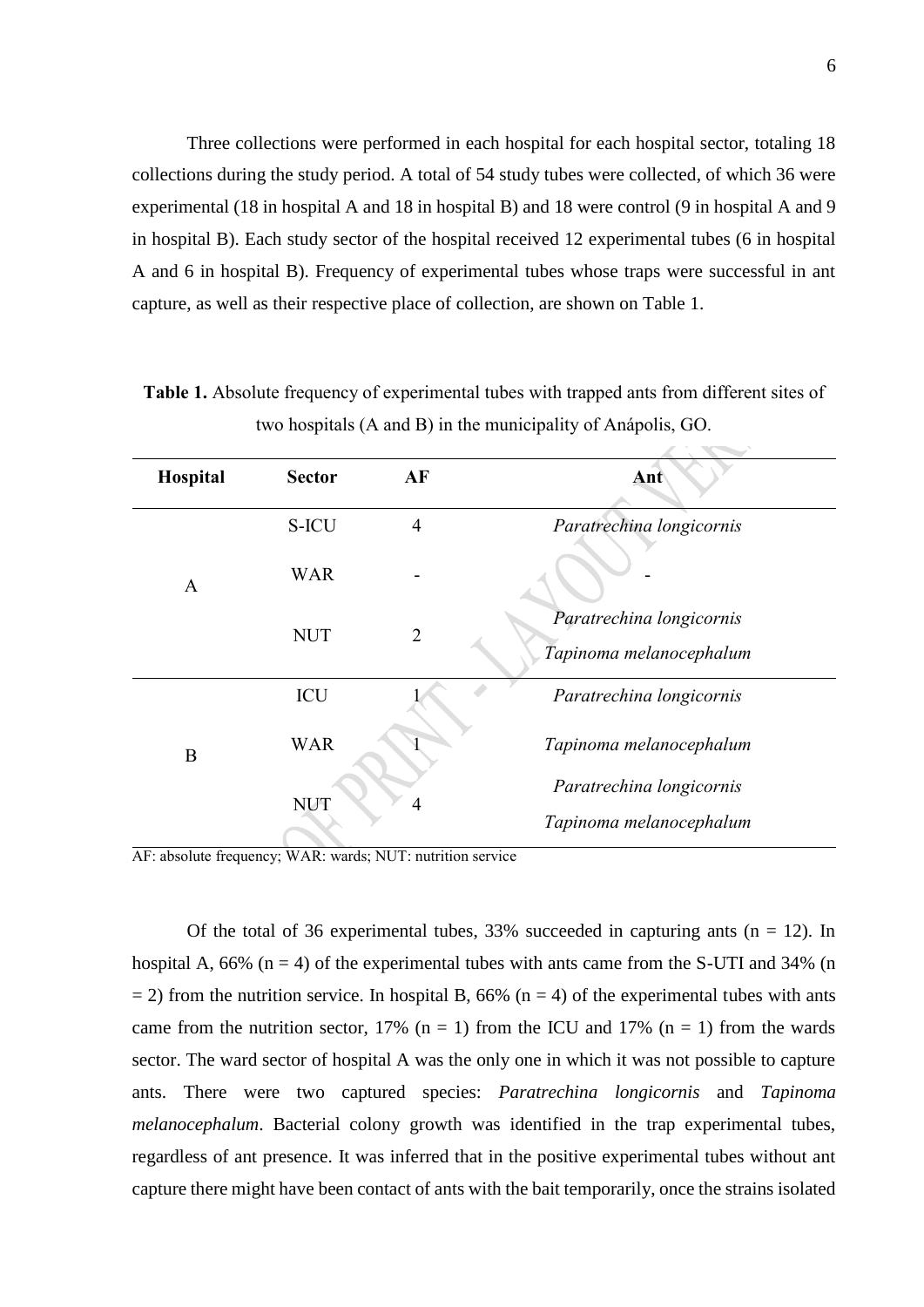Three collections were performed in each hospital for each hospital sector, totaling 18 collections during the study period. A total of 54 study tubes were collected, of which 36 were experimental (18 in hospital A and 18 in hospital B) and 18 were control (9 in hospital A and 9 in hospital B). Each study sector of the hospital received 12 experimental tubes (6 in hospital A and 6 in hospital B). Frequency of experimental tubes whose traps were successful in ant capture, as well as their respective place of collection, are shown on Table 1.

**Table 1.** Absolute frequency of experimental tubes with trapped ants from different sites of two hospitals (A and B) in the municipality of Anápolis, GO.

| Hospital | Sector | AF | Ant |
|---|---|---|---|
| A | S-ICU | 4 | *Paratrechina longicornis* |
| | WAR | - | - |
| | NUT | 2 | *Paratrechina longicornis* *Tapinoma melanocephalum* |
| B | ICU | 1 | *Paratrechina longicornis* |
| | WAR | 1 | *Tapinoma melanocephalum* |
| | NUT | 4 | *Paratrechina longicornis* *Tapinoma melanocephalum* |

AF: absolute frequency; WAR: wards; NUT: nutrition service

Of the total of 36 experimental tubes, 33% succeeded in capturing ants (n = 12). In hospital A, 66% (n = 4) of the experimental tubes with ants came from the S-UTI and 34% (n = 2) from the nutrition service. In hospital B, 66% (n = 4) of the experimental tubes with ants came from the nutrition sector, 17% (n = 1) from the ICU and 17% (n = 1) from the wards sector. The ward sector of hospital A was the only one in which it was not possible to capture ants. There were two captured species: *Paratrechina longicornis* and *Tapinoma melanocephalum*. Bacterial colony growth was identified in the trap experimental tubes, regardless of ant presence. It was inferred that in the positive experimental tubes without ant capture there might have been contact of ants with the bait temporarily, once the strains isolated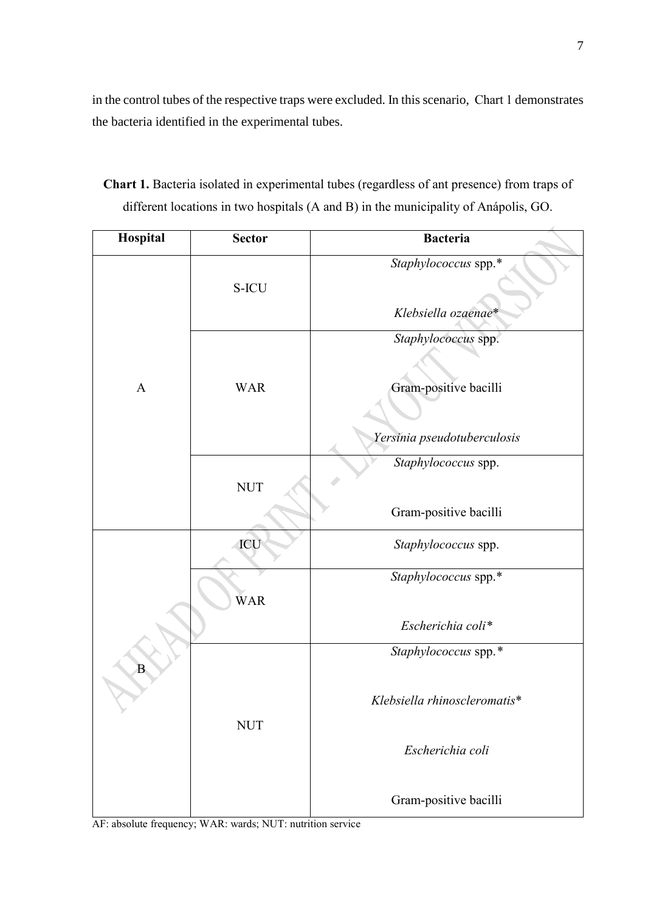in the control tubes of the respective traps were excluded. In this scenario, Chart 1 demonstrates the bacteria identified in the experimental tubes.

**Chart 1.** Bacteria isolated in experimental tubes (regardless of ant presence) from traps of different locations in two hospitals (A and B) in the municipality of Anápolis, GO.

| Hospital | Sector | Bacteria |
|---|---|---|
| A | S-ICU | *Staphylococcus* spp.* |
| | | *Klebsiella ozaenae** |
| | WAR | *Staphylococcus* spp. |
| | | Gram-positive bacilli |
| | | *Yersinia pseudotuberculosis* |
| | NUT | *Staphylococcus* spp. |
| | | Gram-positive bacilli |
| B | ICU | *Staphylococcus* spp. |
| | WAR | *Staphylococcus* spp.* |
| | | *Escherichia coli** |
| | NUT | *Staphylococcus* spp.* |
| | | *Klebsiella rhinoscleromatis** |
| | | *Escherichia coli* |
| | | Gram-positive bacilli |

AF: absolute frequency; WAR: wards; NUT: nutrition service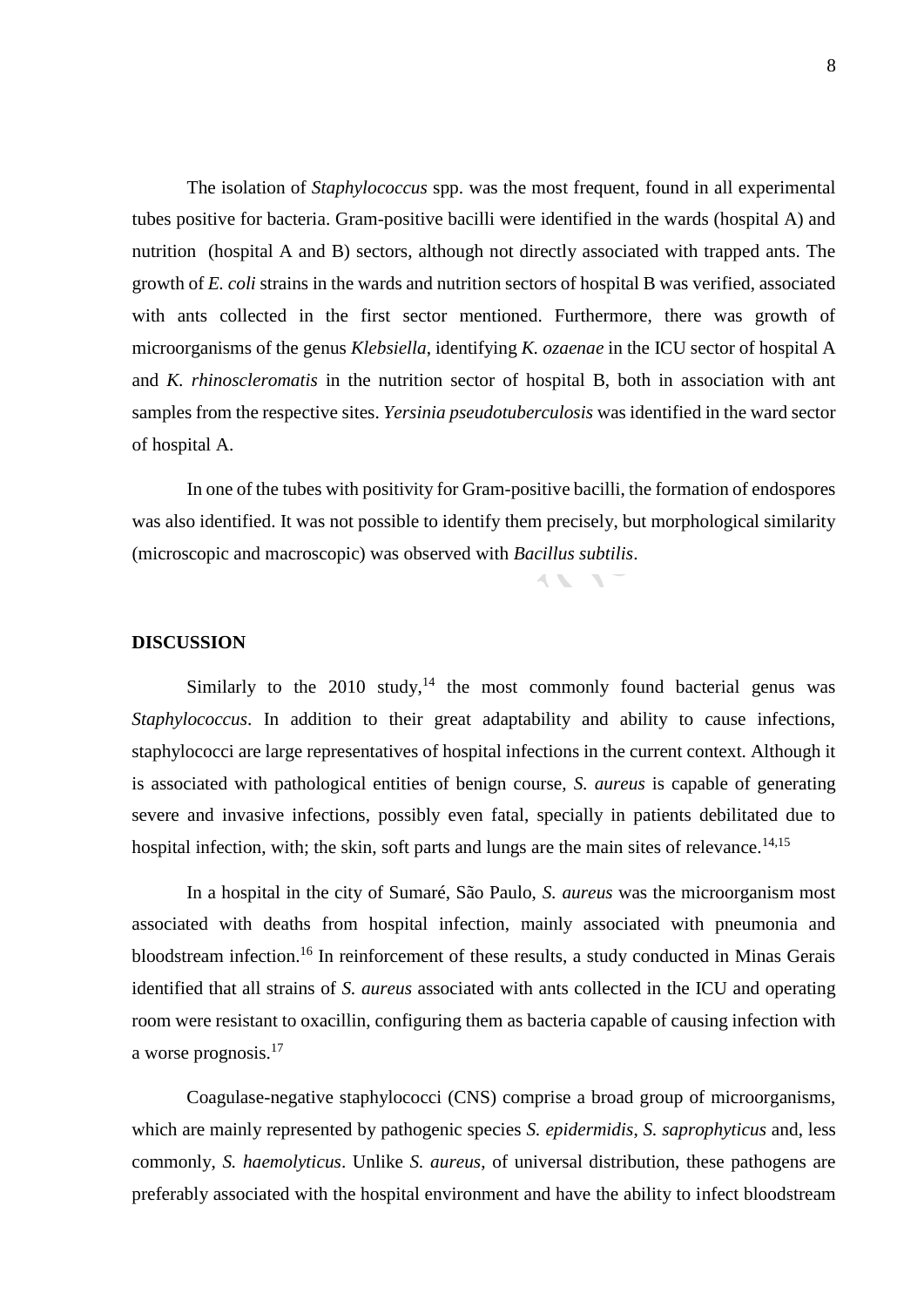The isolation of *Staphylococcus* spp. was the most frequent, found in all experimental tubes positive for bacteria. Gram-positive bacilli were identified in the wards (hospital A) and nutrition (hospital A and B) sectors, although not directly associated with trapped ants. The growth of *E. coli* strains in the wards and nutrition sectors of hospital B was verified, associated with ants collected in the first sector mentioned. Furthermore, there was growth of microorganisms of the genus *Klebsiella*, identifying *K. ozaenae* in the ICU sector of hospital A and *K. rhinoscleromatis* in the nutrition sector of hospital B, both in association with ant samples from the respective sites. *Yersinia pseudotuberculosis* was identified in the ward sector of hospital A.

In one of the tubes with positivity for Gram-positive bacilli, the formation of endospores was also identified. It was not possible to identify them precisely, but morphological similarity (microscopic and macroscopic) was observed with *Bacillus subtilis*.

## DISCUSSION

Similarly to the 2010 study,[14] the most commonly found bacterial genus was *Staphylococcus*. In addition to their great adaptability and ability to cause infections, staphylococci are large representatives of hospital infections in the current context. Although it is associated with pathological entities of benign course, *S. aureus* is capable of generating severe and invasive infections, possibly even fatal, specially in patients debilitated due to hospital infection, with; the skin, soft parts and lungs are the main sites of relevance.[14,15]

In a hospital in the city of Sumaré, São Paulo, *S. aureus* was the microorganism most associated with deaths from hospital infection, mainly associated with pneumonia and bloodstream infection.[16] In reinforcement of these results, a study conducted in Minas Gerais identified that all strains of *S. aureus* associated with ants collected in the ICU and operating room were resistant to oxacillin, configuring them as bacteria capable of causing infection with a worse prognosis.[17]

Coagulase-negative staphylococci (CNS) comprise a broad group of microorganisms, which are mainly represented by pathogenic species *S. epidermidis*, *S. saprophyticus* and, less commonly, *S. haemolyticus*. Unlike *S. aureus*, of universal distribution, these pathogens are preferably associated with the hospital environment and have the ability to infect bloodstream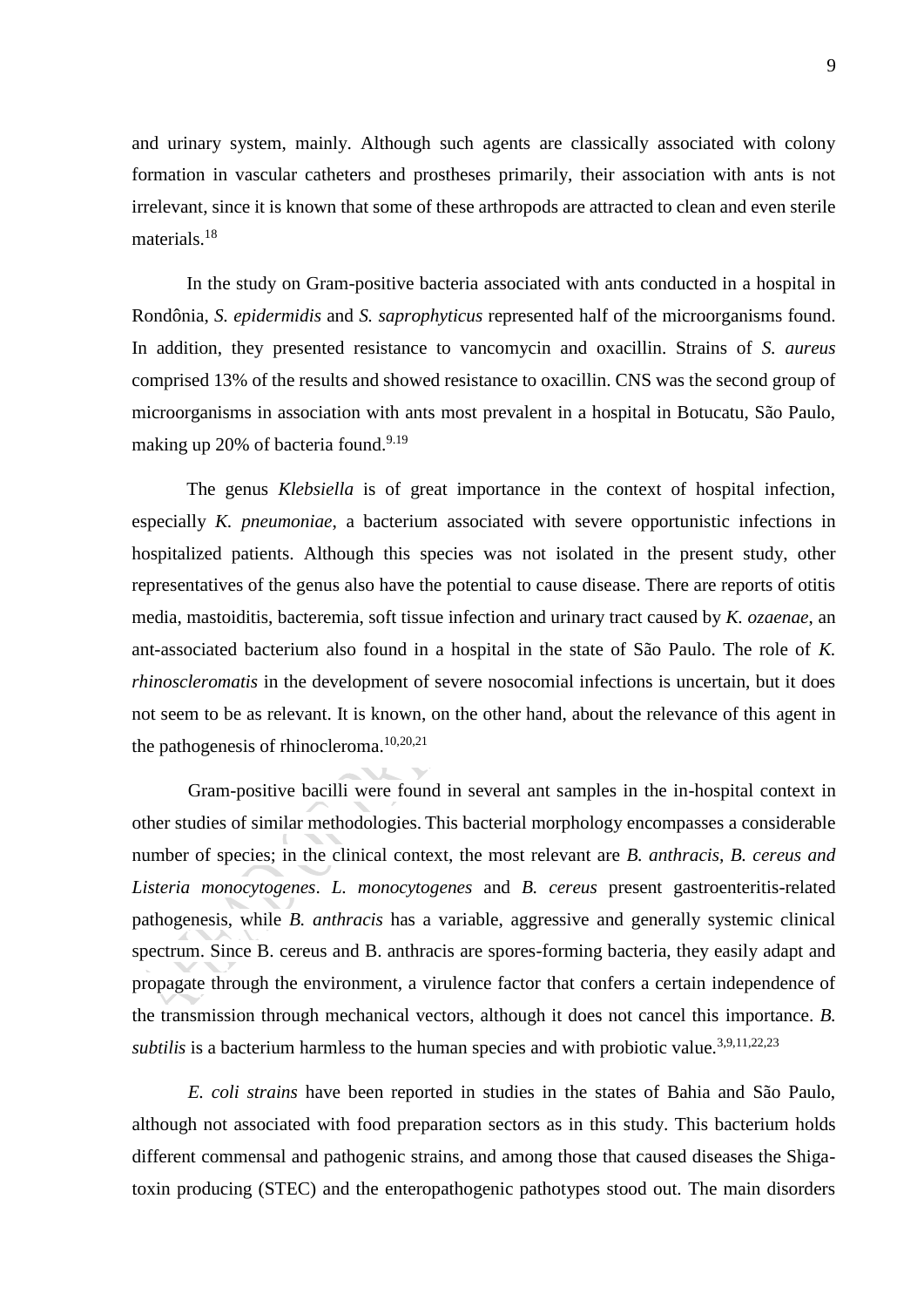and urinary system, mainly. Although such agents are classically associated with colony formation in vascular catheters and prostheses primarily, their association with ants is not irrelevant, since it is known that some of these arthropods are attracted to clean and even sterile materials.[18]

In the study on Gram-positive bacteria associated with ants conducted in a hospital in Rondônia, *S. epidermidis* and *S. saprophyticus* represented half of the microorganisms found. In addition, they presented resistance to vancomycin and oxacillin. Strains of *S. aureus* comprised 13% of the results and showed resistance to oxacillin. CNS was the second group of microorganisms in association with ants most prevalent in a hospital in Botucatu, São Paulo, making up 20% of bacteria found.[9,19]

The genus *Klebsiella* is of great importance in the context of hospital infection, especially *K. pneumoniae*, a bacterium associated with severe opportunistic infections in hospitalized patients. Although this species was not isolated in the present study, other representatives of the genus also have the potential to cause disease. There are reports of otitis media, mastoiditis, bacteremia, soft tissue infection and urinary tract caused by *K. ozaenae*, an ant-associated bacterium also found in a hospital in the state of São Paulo. The role of *K. rhinoscleromatis* in the development of severe nosocomial infections is uncertain, but it does not seem to be as relevant. It is known, on the other hand, about the relevance of this agent in the pathogenesis of rhinocleroma.[10,20,21]

Gram-positive bacilli were found in several ant samples in the in-hospital context in other studies of similar methodologies. This bacterial morphology encompasses a considerable number of species; in the clinical context, the most relevant are *B. anthracis, B. cereus and Listeria monocytogenes*. *L. monocytogenes* and *B. cereus* present gastroenteritis-related pathogenesis, while *B. anthracis* has a variable, aggressive and generally systemic clinical spectrum. Since B. cereus and B. anthracis are spores-forming bacteria, they easily adapt and propagate through the environment, a virulence factor that confers a certain independence of the transmission through mechanical vectors, although it does not cancel this importance. *B. subtilis* is a bacterium harmless to the human species and with probiotic value.[3,9,11,22,23]

*E. coli strains* have been reported in studies in the states of Bahia and São Paulo, although not associated with food preparation sectors as in this study. This bacterium holds different commensal and pathogenic strains, and among those that caused diseases the Shiga-toxin producing (STEC) and the enteropathogenic pathotypes stood out. The main disorders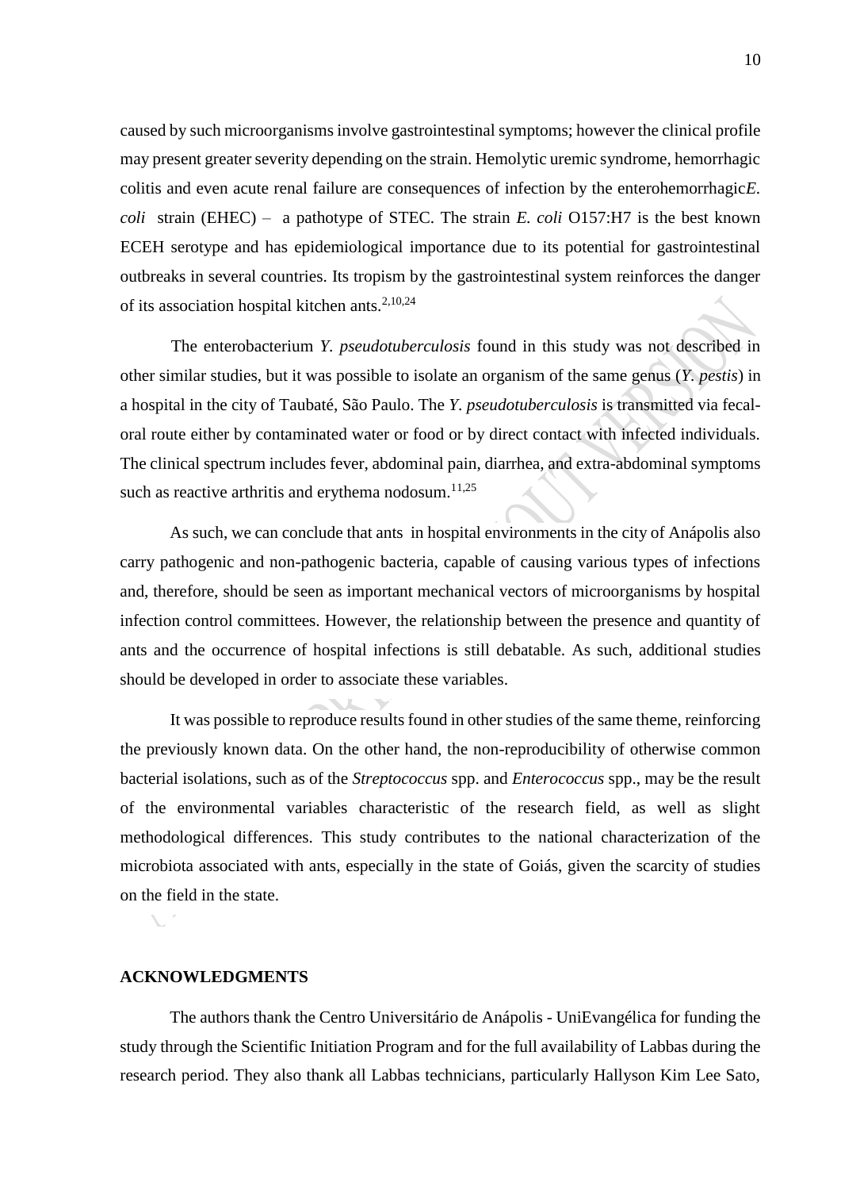caused by such microorganisms involve gastrointestinal symptoms; however the clinical profile may present greater severity depending on the strain. Hemolytic uremic syndrome, hemorrhagic colitis and even acute renal failure are consequences of infection by the enterohemorrhagic*E. coli* strain (EHEC) – a pathotype of STEC. The strain *E. coli* O157:H7 is the best known ECEH serotype and has epidemiological importance due to its potential for gastrointestinal outbreaks in several countries. Its tropism by the gastrointestinal system reinforces the danger of its association hospital kitchen ants.[2,10,24]

The enterobacterium *Y. pseudotuberculosis* found in this study was not described in other similar studies, but it was possible to isolate an organism of the same genus (*Y. pestis*) in a hospital in the city of Taubaté, São Paulo. The *Y. pseudotuberculosis* is transmitted via fecal-oral route either by contaminated water or food or by direct contact with infected individuals. The clinical spectrum includes fever, abdominal pain, diarrhea, and extra-abdominal symptoms such as reactive arthritis and erythema nodosum.[11,25]

As such, we can conclude that ants in hospital environments in the city of Anápolis also carry pathogenic and non-pathogenic bacteria, capable of causing various types of infections and, therefore, should be seen as important mechanical vectors of microorganisms by hospital infection control committees. However, the relationship between the presence and quantity of ants and the occurrence of hospital infections is still debatable. As such, additional studies should be developed in order to associate these variables.

It was possible to reproduce results found in other studies of the same theme, reinforcing the previously known data. On the other hand, the non-reproducibility of otherwise common bacterial isolations, such as of the *Streptococcus* spp. and *Enterococcus* spp., may be the result of the environmental variables characteristic of the research field, as well as slight methodological differences. This study contributes to the national characterization of the microbiota associated with ants, especially in the state of Goiás, given the scarcity of studies on the field in the state.

## ACKNOWLEDGMENTS

The authors thank the Centro Universitário de Anápolis - UniEvangélica for funding the study through the Scientific Initiation Program and for the full availability of Labbas during the research period. They also thank all Labbas technicians, particularly Hallyson Kim Lee Sato,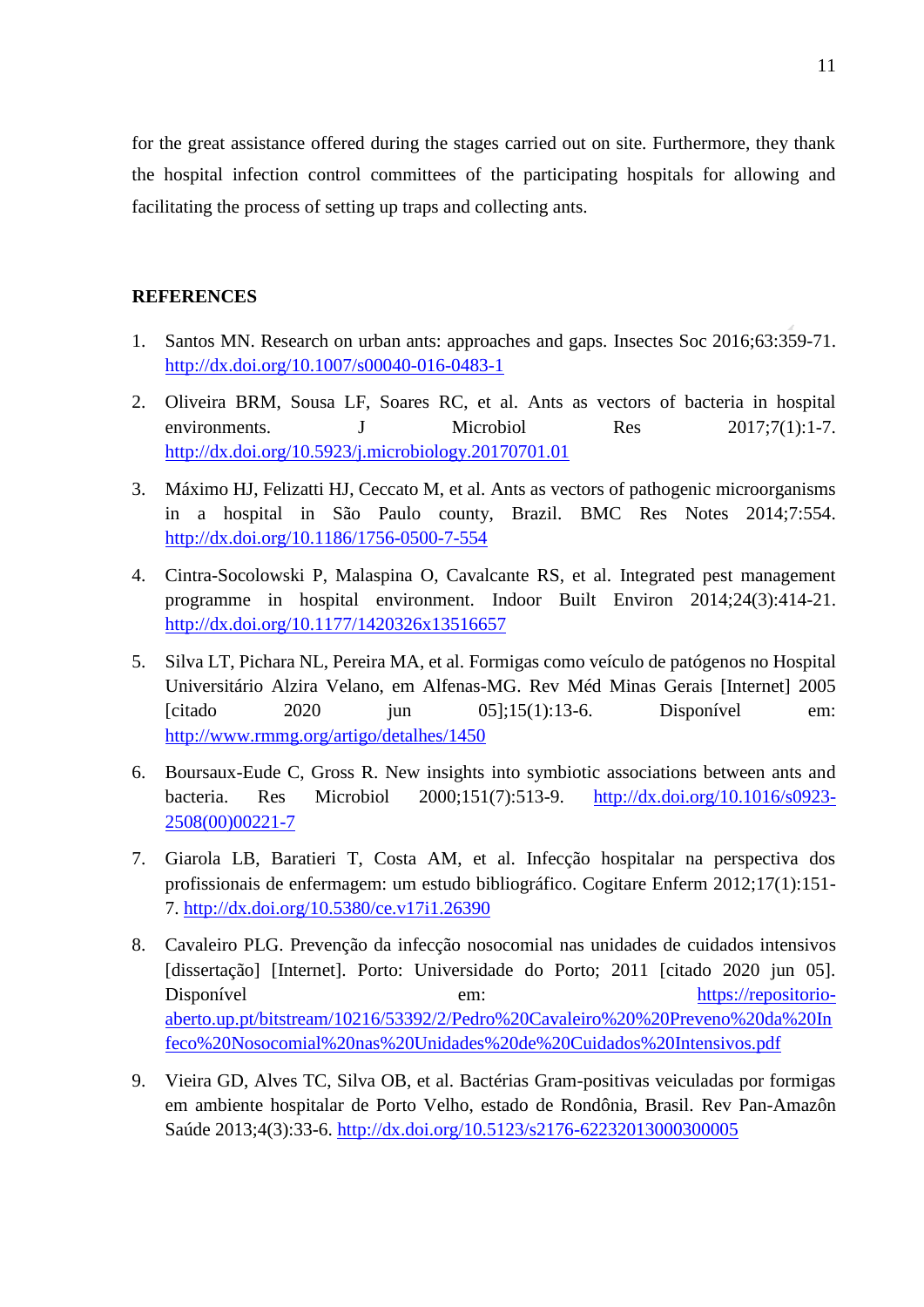for the great assistance offered during the stages carried out on site. Furthermore, they thank the hospital infection control committees of the participating hospitals for allowing and facilitating the process of setting up traps and collecting ants.

**REFERENCES**

1. Santos MN. Research on urban ants: approaches and gaps. Insectes Soc 2016;63:359-71. http://dx.doi.org/10.1007/s00040-016-0483-1
2. Oliveira BRM, Sousa LF, Soares RC, et al. Ants as vectors of bacteria in hospital environments. J Microbiol Res 2017;7(1):1-7. http://dx.doi.org/10.5923/j.microbiology.20170701.01
3. Máximo HJ, Felizatti HJ, Ceccato M, et al. Ants as vectors of pathogenic microorganisms in a hospital in São Paulo county, Brazil. BMC Res Notes 2014;7:554. http://dx.doi.org/10.1186/1756-0500-7-554
4. Cintra-Socolowski P, Malaspina O, Cavalcante RS, et al. Integrated pest management programme in hospital environment. Indoor Built Environ 2014;24(3):414-21. http://dx.doi.org/10.1177/1420326x13516657
5. Silva LT, Pichara NL, Pereira MA, et al. Formigas como veículo de patógenos no Hospital Universitário Alzira Velano, em Alfenas-MG. Rev Méd Minas Gerais [Internet] 2005 [citado 2020 jun 05];15(1):13-6. Disponível em: http://www.rmmg.org/artigo/detalhes/1450
6. Boursaux-Eude C, Gross R. New insights into symbiotic associations between ants and bacteria. Res Microbiol 2000;151(7):513-9. http://dx.doi.org/10.1016/s0923-2508(00)00221-7
7. Giarola LB, Baratieri T, Costa AM, et al. Infecção hospitalar na perspectiva dos profissionais de enfermagem: um estudo bibliográfico. Cogitare Enferm 2012;17(1):151-7. http://dx.doi.org/10.5380/ce.v17i1.26390
8. Cavaleiro PLG. Prevenção da infecção nosocomial nas unidades de cuidados intensivos [dissertação] [Internet]. Porto: Universidade do Porto; 2011 [citado 2020 jun 05]. Disponível em: https://repositorio-aberto.up.pt/bitstream/10216/53392/2/Pedro%20Cavaleiro%20%20Preveno%20da%20Infeco%20Nosocomial%20nas%20Unidades%20de%20Cuidados%20Intensivos.pdf
9. Vieira GD, Alves TC, Silva OB, et al. Bactérias Gram-positivas veiculadas por formigas em ambiente hospitalar de Porto Velho, estado de Rondônia, Brasil. Rev Pan-Amazôn Saúde 2013;4(3):33-6. http://dx.doi.org/10.5123/s2176-62232013000300005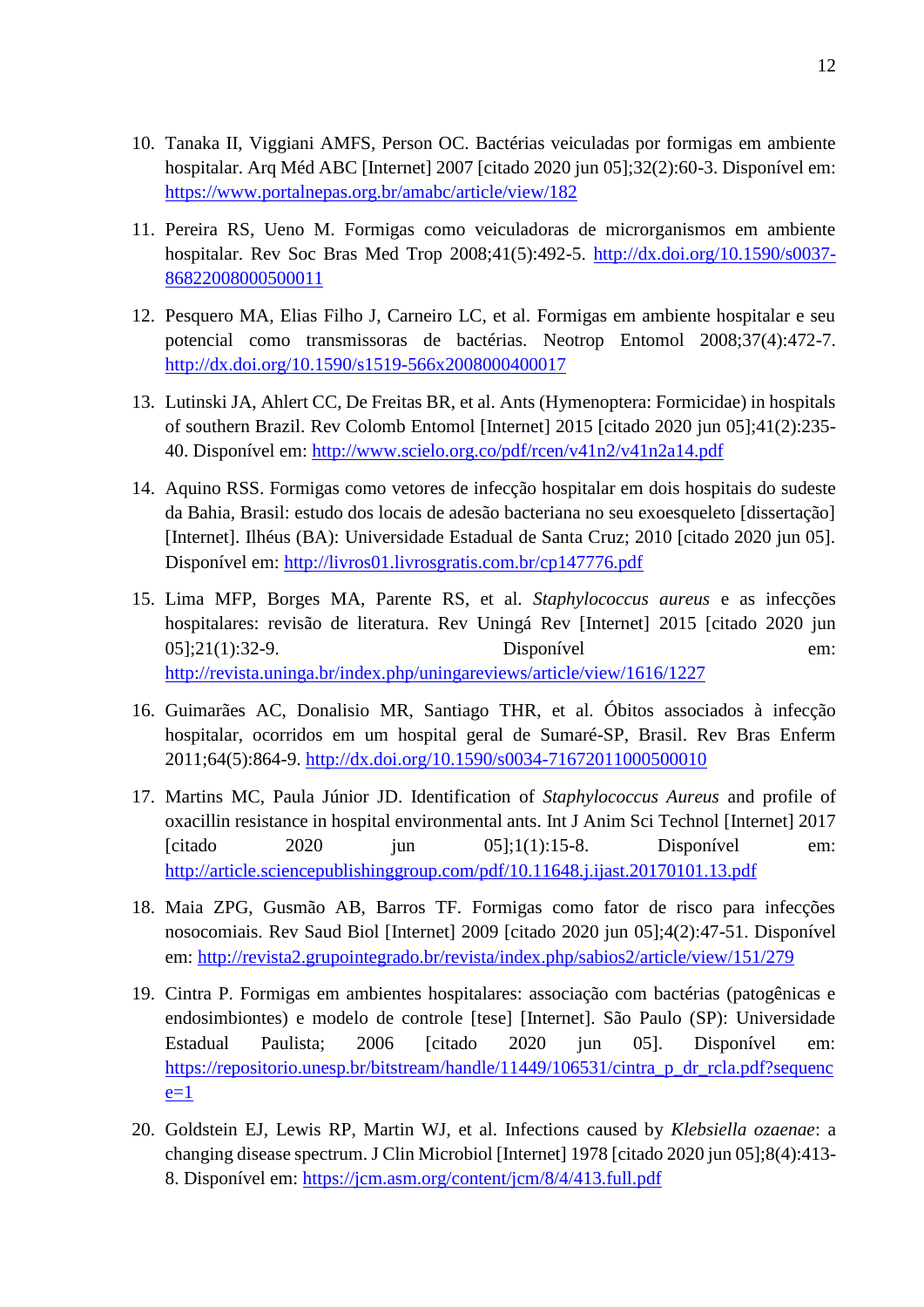10. Tanaka II, Viggiani AMFS, Person OC. Bactérias veiculadas por formigas em ambiente hospitalar. Arq Méd ABC [Internet] 2007 [citado 2020 jun 05];32(2):60-3. Disponível em: https://www.portalnepas.org.br/amabc/article/view/182

11. Pereira RS, Ueno M. Formigas como veiculadoras de microrganismos em ambiente hospitalar. Rev Soc Bras Med Trop 2008;41(5):492-5. http://dx.doi.org/10.1590/s0037-86822008000500011

12. Pesquero MA, Elias Filho J, Carneiro LC, et al. Formigas em ambiente hospitalar e seu potencial como transmissoras de bactérias. Neotrop Entomol 2008;37(4):472-7. http://dx.doi.org/10.1590/s1519-566x2008000400017

13. Lutinski JA, Ahlert CC, De Freitas BR, et al. Ants (Hymenoptera: Formicidae) in hospitals of southern Brazil. Rev Colomb Entomol [Internet] 2015 [citado 2020 jun 05];41(2):235-40. Disponível em: http://www.scielo.org.co/pdf/rcen/v41n2/v41n2a14.pdf

14. Aquino RSS. Formigas como vetores de infecção hospitalar em dois hospitais do sudeste da Bahia, Brasil: estudo dos locais de adesão bacteriana no seu exoesqueleto [dissertação] [Internet]. Ilhéus (BA): Universidade Estadual de Santa Cruz; 2010 [citado 2020 jun 05]. Disponível em: http://livros01.livrosgratis.com.br/cp147776.pdf

15. Lima MFP, Borges MA, Parente RS, et al. *Staphylococcus aureus* e as infecções hospitalares: revisão de literatura. Rev Uningá Rev [Internet] 2015 [citado 2020 jun 05];21(1):32-9. Disponível em: http://revista.uninga.br/index.php/uningareviews/article/view/1616/1227

16. Guimarães AC, Donalisio MR, Santiago THR, et al. Óbitos associados à infecção hospitalar, ocorridos em um hospital geral de Sumaré-SP, Brasil. Rev Bras Enferm 2011;64(5):864-9. http://dx.doi.org/10.1590/s0034-71672011000500010

17. Martins MC, Paula Júnior JD. Identification of *Staphylococcus Aureus* and profile of oxacillin resistance in hospital environmental ants. Int J Anim Sci Technol [Internet] 2017 [citado 2020 jun 05];1(1):15-8. Disponível em: http://article.sciencepublishinggroup.com/pdf/10.11648.j.ijast.20170101.13.pdf

18. Maia ZPG, Gusmão AB, Barros TF. Formigas como fator de risco para infecções nosocomiais. Rev Saud Biol [Internet] 2009 [citado 2020 jun 05];4(2):47-51. Disponível em: http://revista2.grupointegrado.br/revista/index.php/sabios2/article/view/151/279

19. Cintra P. Formigas em ambientes hospitalares: associação com bactérias (patogênicas e endosimbiontes) e modelo de controle [tese] [Internet]. São Paulo (SP): Universidade Estadual Paulista; 2006 [citado 2020 jun 05]. Disponível em: https://repositorio.unesp.br/bitstream/handle/11449/106531/cintra_p_dr_rcla.pdf?sequence=1

20. Goldstein EJ, Lewis RP, Martin WJ, et al. Infections caused by *Klebsiella ozaenae*: a changing disease spectrum. J Clin Microbiol [Internet] 1978 [citado 2020 jun 05];8(4):413-8. Disponível em: https://jcm.asm.org/content/jcm/8/4/413.full.pdf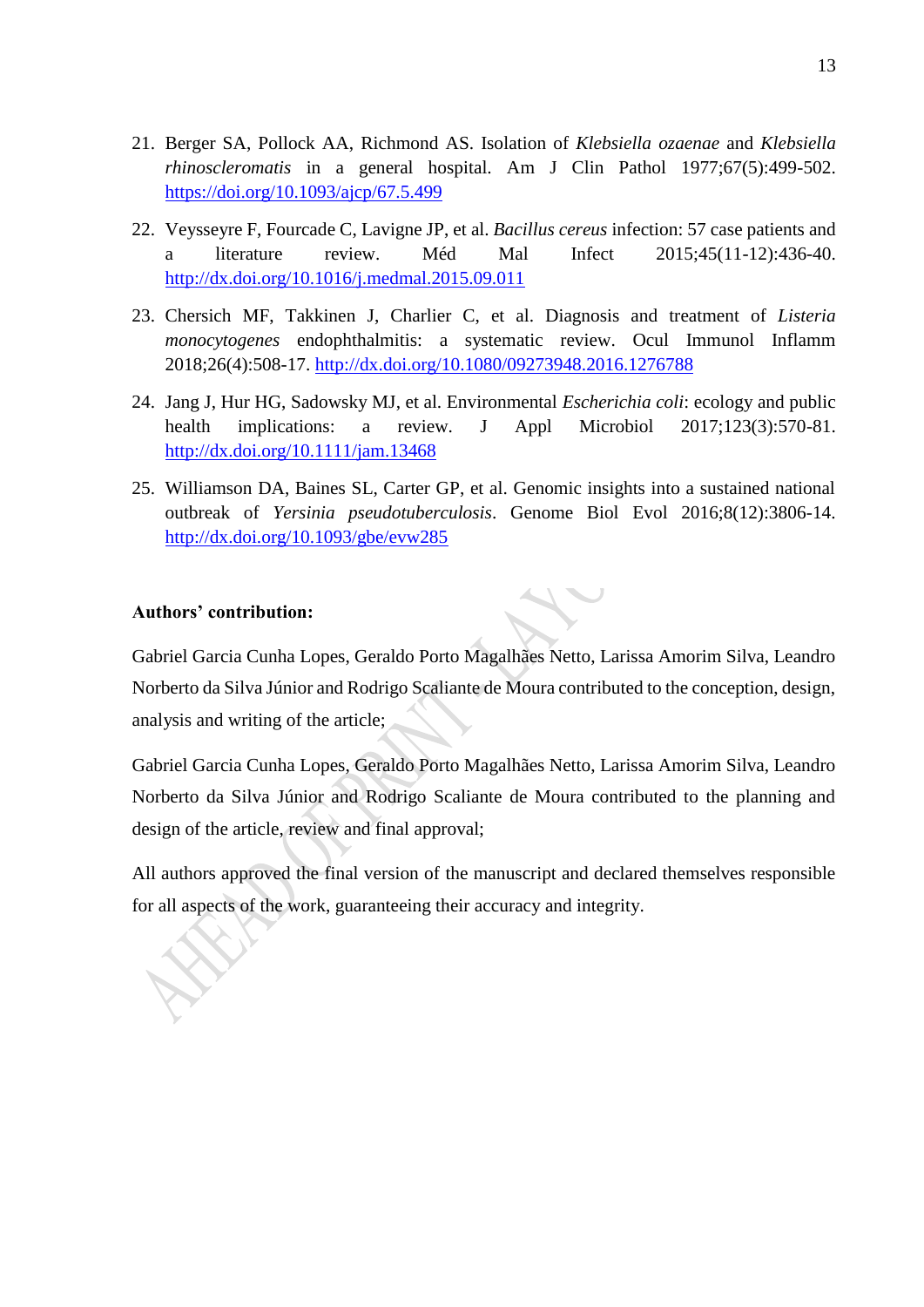21. Berger SA, Pollock AA, Richmond AS. Isolation of *Klebsiella ozaenae* and *Klebsiella rhinoscleromatis* in a general hospital. Am J Clin Pathol 1977;67(5):499-502. https://doi.org/10.1093/ajcp/67.5.499

22. Veysseyre F, Fourcade C, Lavigne JP, et al. *Bacillus cereus* infection: 57 case patients and a literature review. Méd Mal Infect 2015;45(11-12):436-40. http://dx.doi.org/10.1016/j.medmal.2015.09.011

23. Chersich MF, Takkinen J, Charlier C, et al. Diagnosis and treatment of *Listeria monocytogenes* endophthalmitis: a systematic review. Ocul Immunol Inflamm 2018;26(4):508-17. http://dx.doi.org/10.1080/09273948.2016.1276788

24. Jang J, Hur HG, Sadowsky MJ, et al. Environmental *Escherichia coli*: ecology and public health implications: a review. J Appl Microbiol 2017;123(3):570-81. http://dx.doi.org/10.1111/jam.13468

25. Williamson DA, Baines SL, Carter GP, et al. Genomic insights into a sustained national outbreak of *Yersinia pseudotuberculosis*. Genome Biol Evol 2016;8(12):3806-14. http://dx.doi.org/10.1093/gbe/evw285

**Authors' contribution:**

Gabriel Garcia Cunha Lopes, Geraldo Porto Magalhães Netto, Larissa Amorim Silva, Leandro Norberto da Silva Júnior and Rodrigo Scaliante de Moura contributed to the conception, design, analysis and writing of the article;

Gabriel Garcia Cunha Lopes, Geraldo Porto Magalhães Netto, Larissa Amorim Silva, Leandro Norberto da Silva Júnior and Rodrigo Scaliante de Moura contributed to the planning and design of the article, review and final approval;

All authors approved the final version of the manuscript and declared themselves responsible for all aspects of the work, guaranteeing their accuracy and integrity.